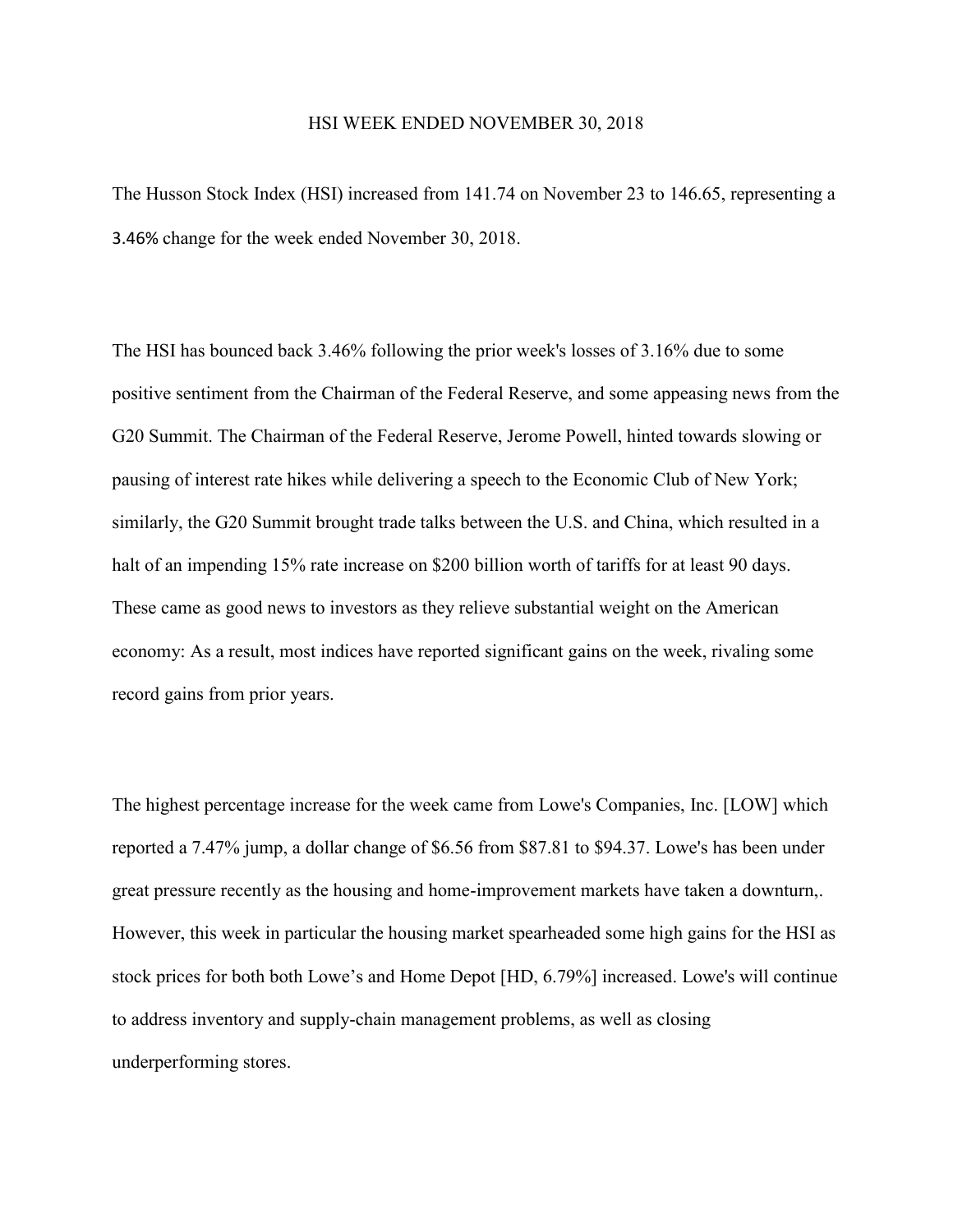# HSI WEEK ENDED NOVEMBER 30, 2018

The Husson Stock Index (HSI) increased from 141.74 on November 23 to 146.65, representing a 3.46% change for the week ended November 30, 2018.

The HSI has bounced back 3.46% following the prior week's losses of 3.16% due to some positive sentiment from the Chairman of the Federal Reserve, and some appeasing news from the G20 Summit. The Chairman of the Federal Reserve, Jerome Powell, hinted towards slowing or pausing of interest rate hikes while delivering a speech to the Economic Club of New York; similarly, the G20 Summit brought trade talks between the U.S. and China, which resulted in a halt of an impending 15% rate increase on $200 billion worth of tariffs for at least 90 days. These came as good news to investors as they relieve substantial weight on the American economy: As a result, most indices have reported significant gains on the week, rivaling some record gains from prior years.

The highest percentage increase for the week came from Lowe's Companies, Inc. [LOW] which reported a 7.47% jump, a dollar change of $6.56 from $87.81 to $94.37. Lowe's has been under great pressure recently as the housing and home-improvement markets have taken a downturn,. However, this week in particular the housing market spearheaded some high gains for the HSI as stock prices for both both Lowe's and Home Depot [HD, 6.79%] increased. Lowe's will continue to address inventory and supply-chain management problems, as well as closing underperforming stores.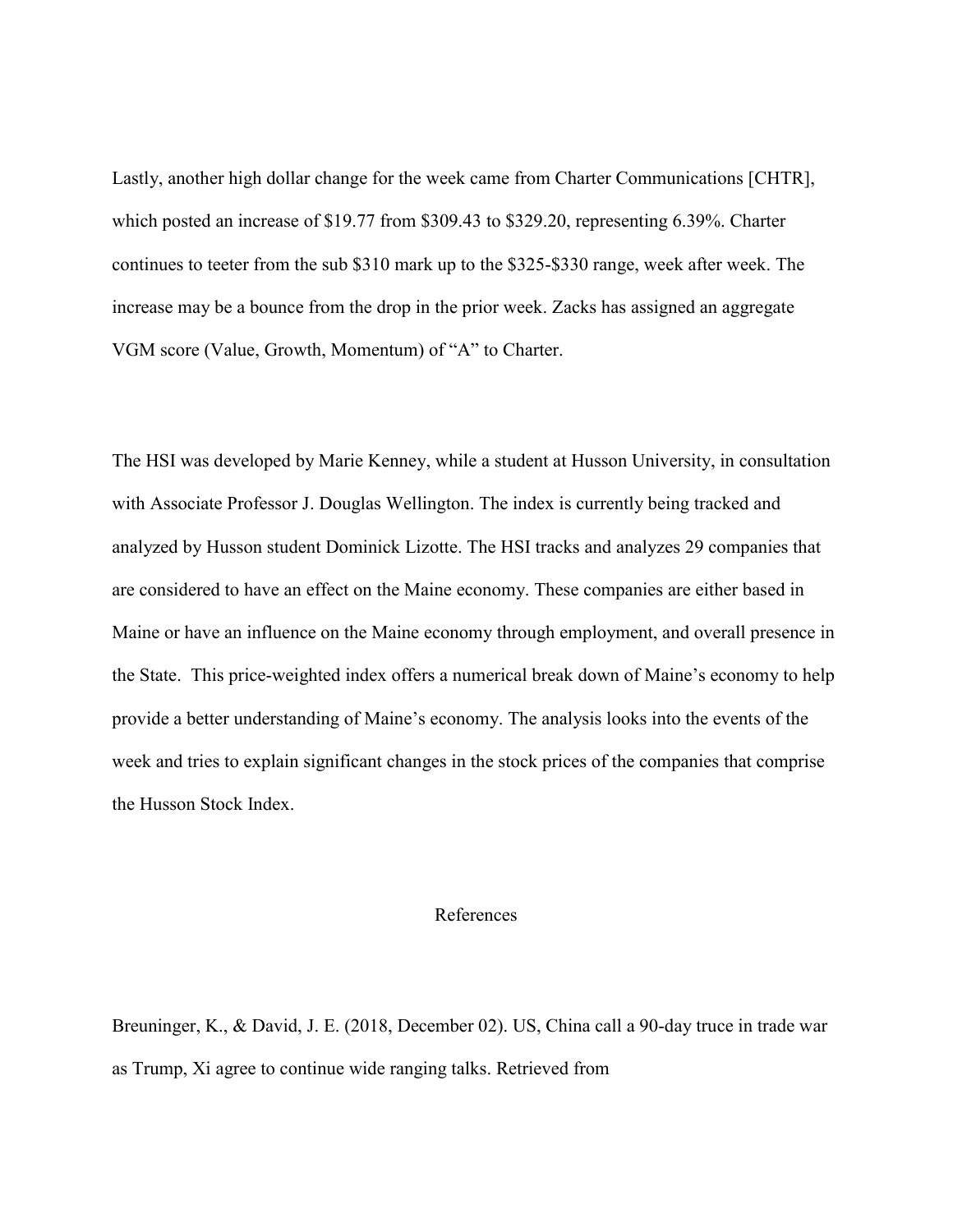Lastly, another high dollar change for the week came from Charter Communications [CHTR], which posted an increase of $19.77 from $309.43 to $329.20, representing 6.39%. Charter continues to teeter from the sub $310 mark up to the $325-$330 range, week after week. The increase may be a bounce from the drop in the prior week. Zacks has assigned an aggregate VGM score (Value, Growth, Momentum) of "A" to Charter.

The HSI was developed by Marie Kenney, while a student at Husson University, in consultation with Associate Professor J. Douglas Wellington. The index is currently being tracked and analyzed by Husson student Dominick Lizotte. The HSI tracks and analyzes 29 companies that are considered to have an effect on the Maine economy. These companies are either based in Maine or have an influence on the Maine economy through employment, and overall presence in the State. This price-weighted index offers a numerical break down of Maine's economy to help provide a better understanding of Maine's economy. The analysis looks into the events of the week and tries to explain significant changes in the stock prices of the companies that comprise the Husson Stock Index.

## References

Breuninger, K., & David, J. E. (2018, December 02). US, China call a 90-day truce in trade war as Trump, Xi agree to continue wide ranging talks. Retrieved from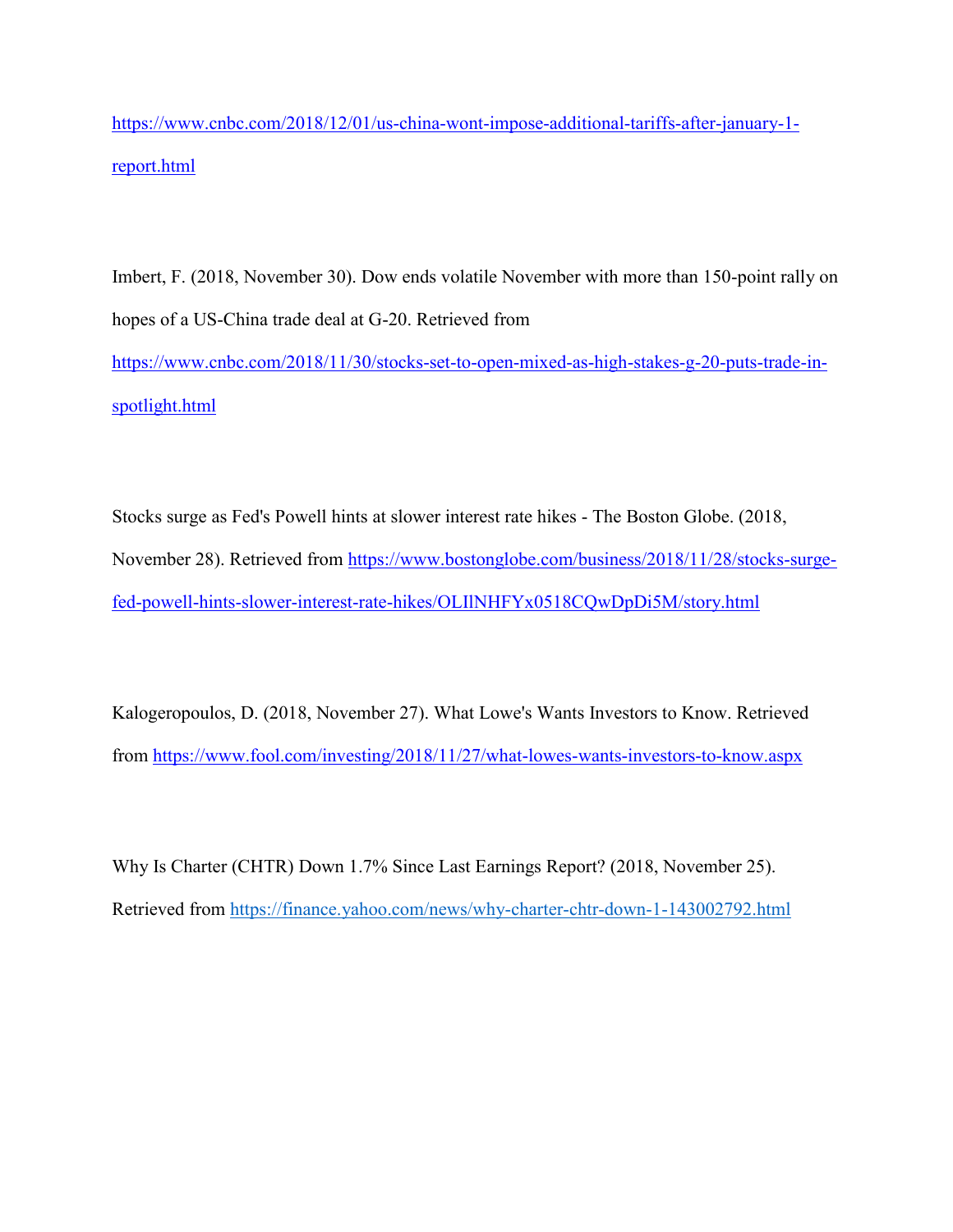https://www.cnbc.com/2018/12/01/us-china-wont-impose-additional-tariffs-after-january-1-report.html

Imbert, F. (2018, November 30). Dow ends volatile November with more than 150-point rally on hopes of a US-China trade deal at G-20. Retrieved from https://www.cnbc.com/2018/11/30/stocks-set-to-open-mixed-as-high-stakes-g-20-puts-trade-in-spotlight.html

Stocks surge as Fed's Powell hints at slower interest rate hikes - The Boston Globe. (2018, November 28). Retrieved from https://www.bostonglobe.com/business/2018/11/28/stocks-surge-fed-powell-hints-slower-interest-rate-hikes/OLIlNHFYx0518CQwDpDi5M/story.html

Kalogeropoulos, D. (2018, November 27). What Lowe's Wants Investors to Know. Retrieved from https://www.fool.com/investing/2018/11/27/what-lowes-wants-investors-to-know.aspx

Why Is Charter (CHTR) Down 1.7% Since Last Earnings Report? (2018, November 25). Retrieved from https://finance.yahoo.com/news/why-charter-chtr-down-1-143002792.html